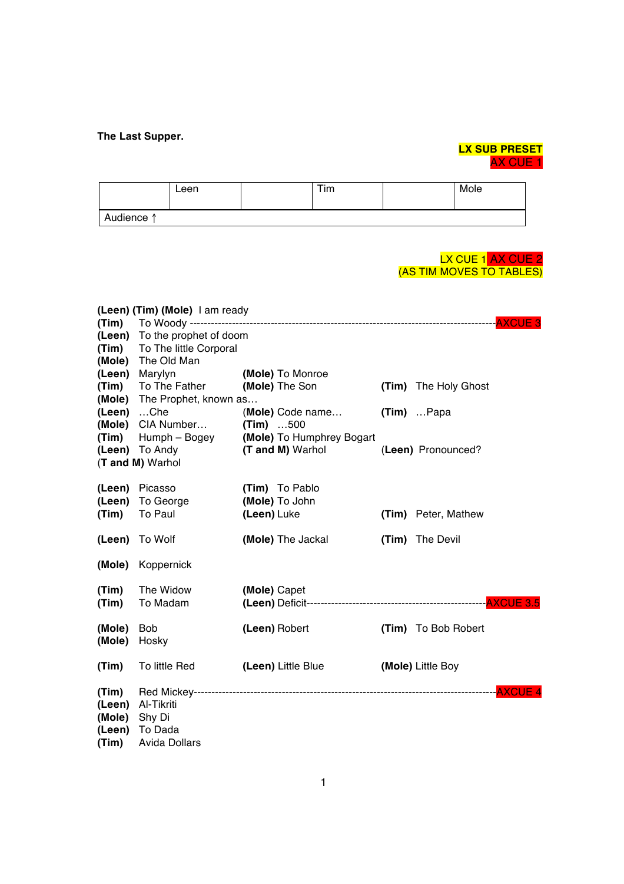**The Last Supper.**

**LX SUB PRESET**
AX CUE 1

| | Leen | | Tim | | Mole |
|---|---|---|---|---|---|
| Audience ↑ | | | | | |

LX CUE 1 AX CUE 2
(AS TIM MOVES TO TABLES)

**(Leen) (Tim) (Mole)** I am ready
**(Tim)** To Woody ------------------------------------------------------------------------------------------AXCUE 3
**(Leen)** To the prophet of doom
**(Tim)** To The little Corporal
**(Mole)** The Old Man
**(Leen)** Marylyn **(Mole)** To Monroe
**(Tim)** To The Father **(Mole)** The Son **(Tim)** The Holy Ghost
**(Mole)** The Prophet, known as…
**(Leen)** …Che **(Mole)** Code name… **(Tim)** …Papa
**(Mole)** CIA Number… **(Tim)** …500
**(Tim)** Humph – Bogey **(Mole)** To Humphrey Bogart
**(Leen)** To Andy **(T and M)** Warhol (**Leen)** Pronounced?
(**T and M)** Warhol

**(Leen)** Picasso **(Tim)** To Pablo
**(Leen)** To George **(Mole)** To John
**(Tim)** To Paul **(Leen)** Luke **(Tim)** Peter, Mathew

**(Leen)** To Wolf **(Mole)** The Jackal **(Tim)** The Devil

**(Mole)** Koppernick

**(Tim)** The Widow **(Mole)** Capet
**(Tim)** To Madam **(Leen)** Deficit-------------------------------------------------------AXCUE 3.5

**(Mole)** Bob **(Leen)** Robert **(Tim)** To Bob Robert
**(Mole)** Hosky

**(Tim)** To little Red **(Leen)** Little Blue **(Mole)** Little Boy

**(Tim)** Red Mickey-----------------------------------------------------------------------------------------AXCUE 4
**(Leen)** Al-Tikriti
**(Mole)** Shy Di
**(Leen)** To Dada
**(Tim)** Avida Dollars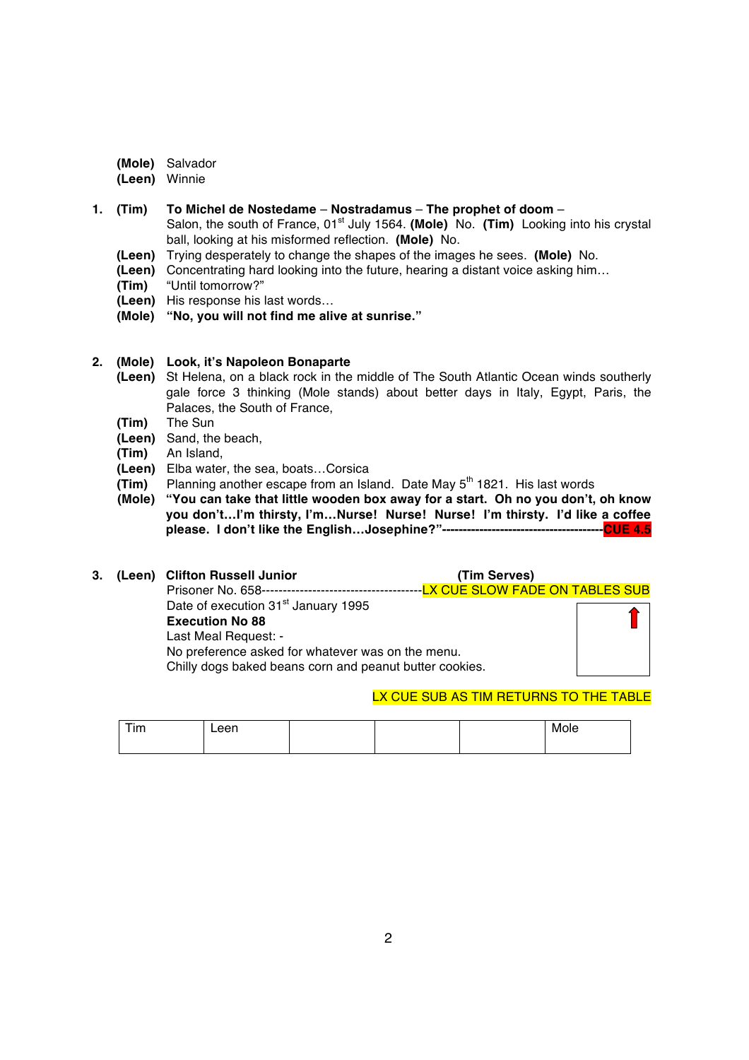**(Mole)** Salvador
**(Leen)** Winnie

1. **(Tim)** **To Michel de Nostedame – Nostradamus – The prophet of doom –** Salon, the south of France, 01st July 1564. **(Mole)** No. **(Tim)** Looking into his crystal ball, looking at his misformed reflection. **(Mole)** No.
   **(Leen)** Trying desperately to change the shapes of the images he sees. **(Mole)** No.
   **(Leen)** Concentrating hard looking into the future, hearing a distant voice asking him…
   **(Tim)** "Until tomorrow?"
   **(Leen)** His response his last words…
   **(Mole)** **"No, you will not find me alive at sunrise."**

2. **(Mole)** **Look, it's Napoleon Bonaparte**
   **(Leen)** St Helena, on a black rock in the middle of The South Atlantic Ocean winds southerly gale force 3 thinking (Mole stands) about better days in Italy, Egypt, Paris, the Palaces, the South of France,
   **(Tim)** The Sun
   **(Leen)** Sand, the beach,
   **(Tim)** An Island,
   **(Leen)** Elba water, the sea, boats…Corsica
   **(Tim)** Planning another escape from an Island. Date May 5th 1821. His last words
   **(Mole)** **"You can take that little wooden box away for a start. Oh no you don't, oh know you don't…I'm thirsty, I'm…Nurse! Nurse! Nurse! I'm thirsty. I'd like a coffee please. I don't like the English…Josephine?"**--------------------------------------- **CUE 4.5**

3. **(Leen)** **Clifton Russell Junior** **(Tim Serves)**
   Prisoner No. 658-------------------------------------- LX CUE SLOW FADE ON TABLES SUB
   Date of execution 31st January 1995
   **Execution No 88**
   Last Meal Request: -
   No preference asked for whatever was on the menu.
   Chilly dogs baked beans corn and peanut butter cookies.

LX CUE SUB AS TIM RETURNS TO THE TABLE

| Tim | Leen | | | | Mole |
|---|---|---|---|---|---|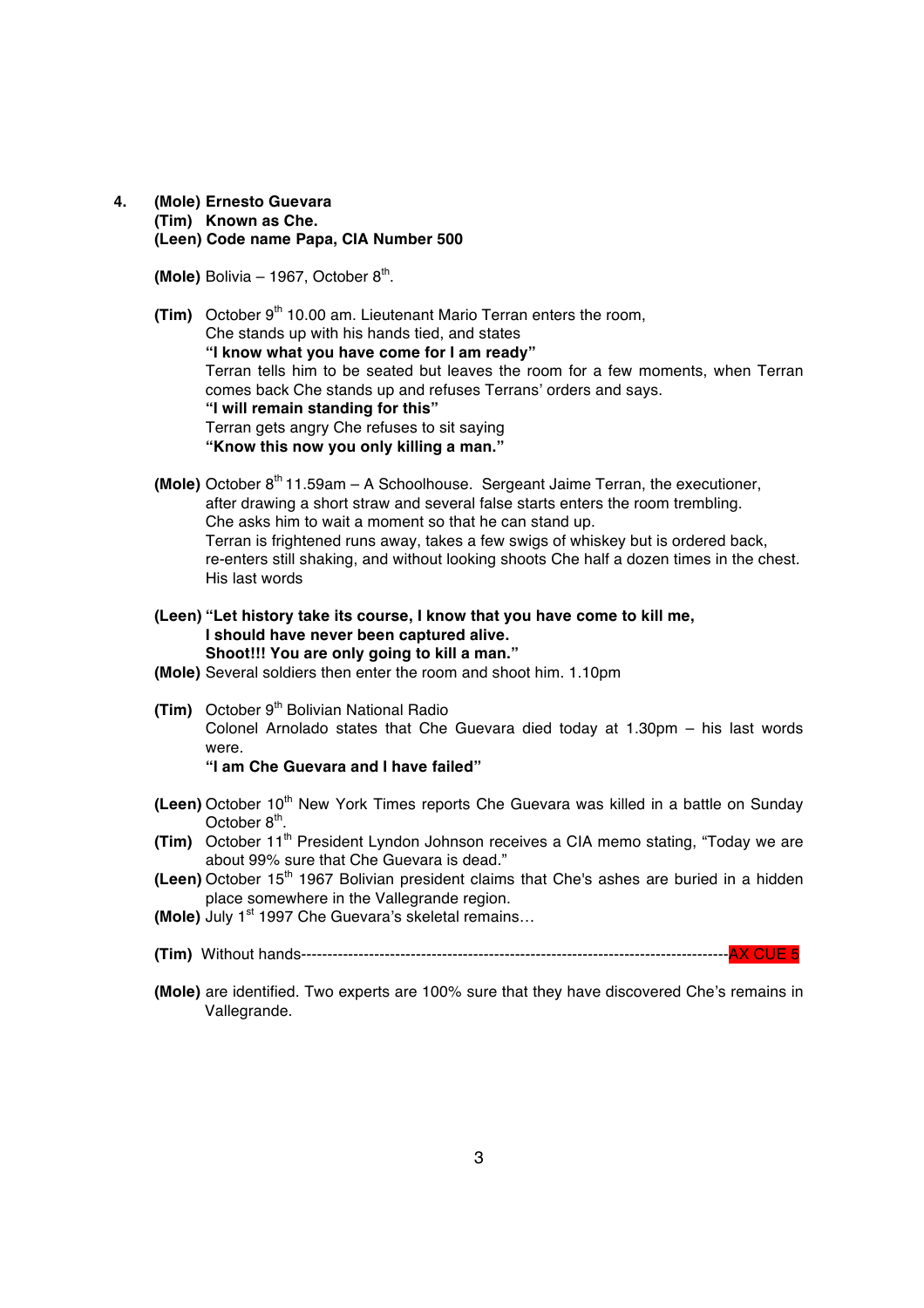4. **(Mole) Ernesto Guevara**
   **(Tim) Known as Che.**
   **(Leen) Code name Papa, CIA Number 500**

   **(Mole)** Bolivia – 1967, October 8th.

   **(Tim)** October 9th 10.00 am. Lieutenant Mario Terran enters the room, Che stands up with his hands tied, and states
   **"I know what you have come for I am ready"**
   Terran tells him to be seated but leaves the room for a few moments, when Terran comes back Che stands up and refuses Terrans' orders and says.
   **"I will remain standing for this"**
   Terran gets angry Che refuses to sit saying
   **"Know this now you only killing a man."**

   **(Mole)** October 8th 11.59am – A Schoolhouse. Sergeant Jaime Terran, the executioner, after drawing a short straw and several false starts enters the room trembling. Che asks him to wait a moment so that he can stand up. Terran is frightened runs away, takes a few swigs of whiskey but is ordered back, re-enters still shaking, and without looking shoots Che half a dozen times in the chest. His last words

   **(Leen) "Let history take its course, I know that you have come to kill me, I should have never been captured alive. Shoot!!! You are only going to kill a man."**
   **(Mole)** Several soldiers then enter the room and shoot him. 1.10pm

   **(Tim)** October 9th Bolivian National Radio
   Colonel Arnolado states that Che Guevara died today at 1.30pm – his last words were.
   **"I am Che Guevara and I have failed"**

   **(Leen)** October 10th New York Times reports Che Guevara was killed in a battle on Sunday October 8th.
   **(Tim)** October 11th President Lyndon Johnson receives a CIA memo stating, "Today we are about 99% sure that Che Guevara is dead."
   **(Leen)** October 15th 1967 Bolivian president claims that Che's ashes are buried in a hidden place somewhere in the Vallegrande region.
   **(Mole)** July 1st 1997 Che Guevara's skeletal remains…

   **(Tim)** Without hands-------------------------------------------------------------------------------------AX CUE 5

   **(Mole)** are identified. Two experts are 100% sure that they have discovered Che's remains in Vallegrande.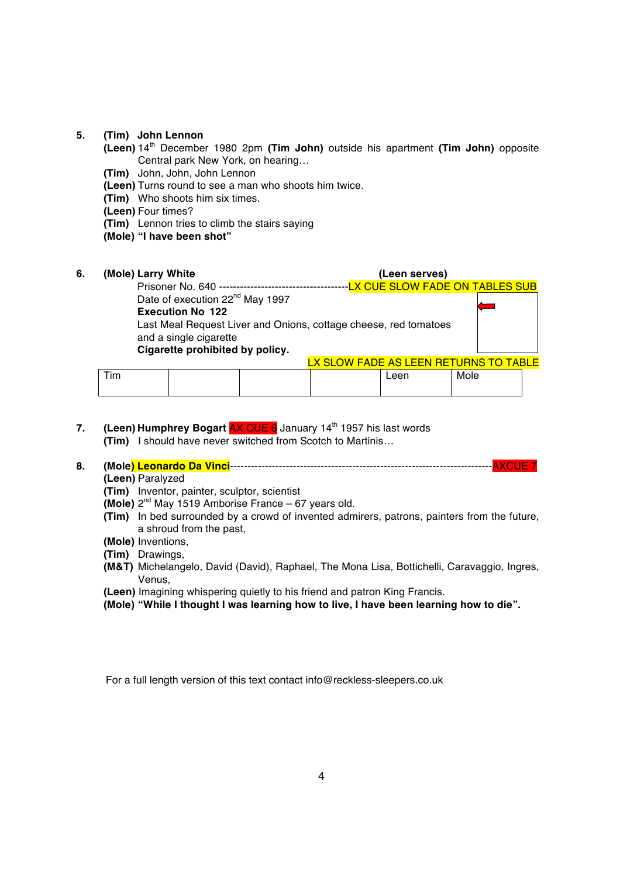5. **(Tim)** **John Lennon**
   **(Leen)** 14th December 1980 2pm **(Tim John)** outside his apartment **(Tim John)** opposite Central park New York, on hearing…
   **(Tim)** John, John, John Lennon
   **(Leen)** Turns round to see a man who shoots him twice.
   **(Tim)** Who shoots him six times.
   **(Leen)** Four times?
   **(Tim)** Lennon tries to climb the stairs saying
   **(Mole)** **"I have been shot"**

6. **(Mole)** **Larry White** **(Leen serves)**
   Prisoner No. 640 ------------------------------------LX CUE SLOW FADE ON TABLES SUB
   Date of execution 22nd May 1997
   **Execution No 122**
   Last Meal Request Liver and Onions, cottage cheese, red tomatoes and a single cigarette
   **Cigarette prohibited by policy.**
   LX SLOW FADE AS LEEN RETURNS TO TABLE

| | | | | | |
|---|---|---|---|---|---|
| Tim | | | | Leen | Mole |

7. **(Leen)** **Humphrey Bogart** AX CUE 6 January 14th 1957 his last words
   **(Tim)** I should have never switched from Scotch to Martinis…

8. **(Mole) Leonardo Da Vinci**---------------------------------------------------------------------------AXCUE 7
   **(Leen)** Paralyzed
   **(Tim)** Inventor, painter, sculptor, scientist
   **(Mole)** 2nd May 1519 Amborise France – 67 years old.
   **(Tim)** In bed surrounded by a crowd of invented admirers, patrons, painters from the future, a shroud from the past,
   **(Mole)** Inventions,
   **(Tim)** Drawings,
   **(M&T)** Michelangelo, David (David), Raphael, The Mona Lisa, Botticheli, Caravaggio, Ingres, Venus,
   **(Leen)** Imagining whispering quietly to his friend and patron King Francis.
   **(Mole)** **"While I thought I was learning how to live, I have been learning how to die".**

For a full length version of this text contact info@reckless-sleepers.co.uk